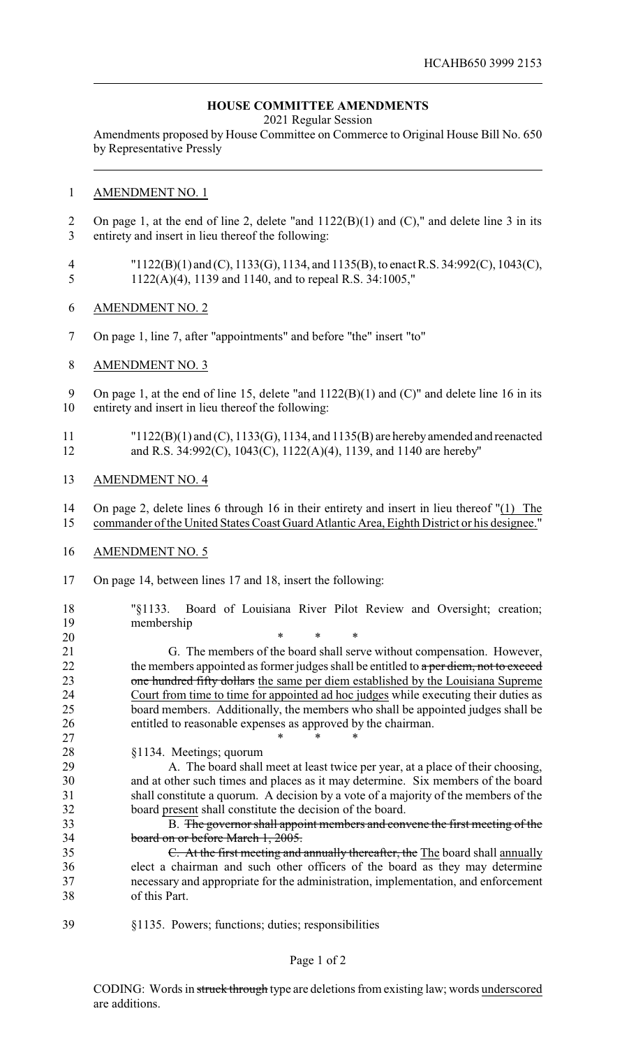HCAHB650 3999 2153

# HOUSE COMMITTEE AMENDMENTS

2021 Regular Session

Amendments proposed by House Committee on Commerce to Original House Bill No. 650 by Representative Pressly

AMENDMENT NO. 1

On page 1, at the end of line 2, delete "and 1122(B)(1) and (C)," and delete line 3 in its entirety and insert in lieu thereof the following:

"1122(B)(1) and (C), 1133(G), 1134, and 1135(B), to enact R.S. 34:992(C), 1043(C), 1122(A)(4), 1139 and 1140, and to repeal R.S. 34:1005,"

AMENDMENT NO. 2

On page 1, line 7, after "appointments" and before "the" insert "to"

AMENDMENT NO. 3

On page 1, at the end of line 15, delete "and 1122(B)(1) and (C)" and delete line 16 in its entirety and insert in lieu thereof the following:

"1122(B)(1) and (C), 1133(G), 1134, and 1135(B) are hereby amended and reenacted and R.S. 34:992(C), 1043(C), 1122(A)(4), 1139, and 1140 are hereby"

AMENDMENT NO. 4

On page 2, delete lines 6 through 16 in their entirety and insert in lieu thereof "<u>(1) The commander of the United States Coast Guard Atlantic Area, Eighth District or his designee.</u>"

AMENDMENT NO. 5

On page 14, between lines 17 and 18, insert the following:

"§1133. Board of Louisiana River Pilot Review and Oversight; creation; membership

\* \* \*

G. The members of the board shall serve without compensation. However, the members appointed as former judges shall be entitled to ~~a per diem, not to exceed one hundred fifty dollars~~ <u>the same per diem established by the Louisiana Supreme Court from time to time for appointed ad hoc judges</u> while executing their duties as board members. Additionally, the members who shall be appointed judges shall be entitled to reasonable expenses as approved by the chairman.

\* \* \*

§1134. Meetings; quorum

A. The board shall meet at least twice per year, at a place of their choosing, and at other such times and places as it may determine. Six members of the board shall constitute a quorum. A decision by a vote of a majority of the members of the board <u>present</u> shall constitute the decision of the board.

B. ~~The governor shall appoint members and convene the first meeting of the board on or before March 1, 2005.~~

~~C. At the first meeting and annually thereafter, the~~ <u>The</u> board shall <u>annually</u> elect a chairman and such other officers of the board as they may determine necessary and appropriate for the administration, implementation, and enforcement of this Part.

§1135. Powers; functions; duties; responsibilities

CODING: Words in ~~struck through~~ type are deletions from existing law; words <u>underscored</u> are additions.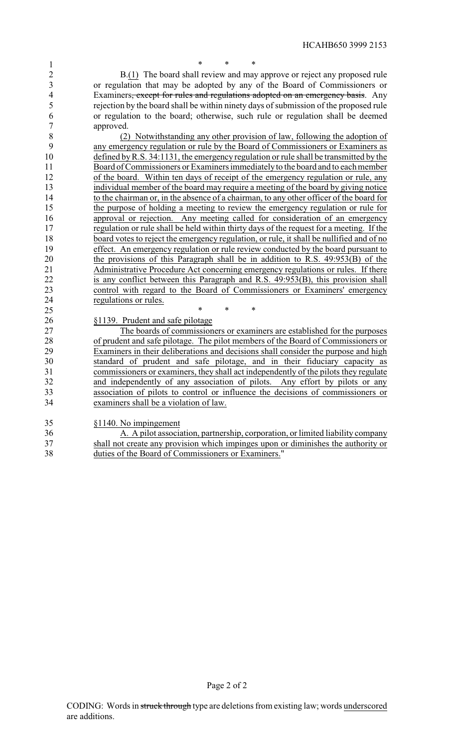* * *

B.(1) The board shall review and may approve or reject any proposed rule or regulation that may be adopted by any of the Board of Commissioners or Examiners~~, except for rules and regulations adopted on an emergency basis~~. Any rejection by the board shall be within ninety days of submission of the proposed rule or regulation to the board; otherwise, such rule or regulation shall be deemed approved.

(2) Notwithstanding any other provision of law, following the adoption of any emergency regulation or rule by the Board of Commissioners or Examiners as defined by R.S. 34:1131, the emergency regulation or rule shall be transmitted by the Board of Commissioners or Examiners immediately to the board and to each member of the board. Within ten days of receipt of the emergency regulation or rule, any individual member of the board may require a meeting of the board by giving notice to the chairman or, in the absence of a chairman, to any other officer of the board for the purpose of holding a meeting to review the emergency regulation or rule for approval or rejection. Any meeting called for consideration of an emergency regulation or rule shall be held within thirty days of the request for a meeting. If the board votes to reject the emergency regulation, or rule, it shall be nullified and of no effect. An emergency regulation or rule review conducted by the board pursuant to the provisions of this Paragraph shall be in addition to R.S. 49:953(B) of the Administrative Procedure Act concerning emergency regulations or rules. If there is any conflict between this Paragraph and R.S. 49:953(B), this provision shall control with regard to the Board of Commissioners or Examiners' emergency regulations or rules.

* * *

§1139. Prudent and safe pilotage

The boards of commissioners or examiners are established for the purposes of prudent and safe pilotage. The pilot members of the Board of Commissioners or Examiners in their deliberations and decisions shall consider the purpose and high standard of prudent and safe pilotage, and in their fiduciary capacity as commissioners or examiners, they shall act independently of the pilots they regulate and independently of any association of pilots. Any effort by pilots or any association of pilots to control or influence the decisions of commissioners or examiners shall be a violation of law.

§1140. No impingement

A. A pilot association, partnership, corporation, or limited liability company shall not create any provision which impinges upon or diminishes the authority or duties of the Board of Commissioners or Examiners."

CODING: Words in ~~struck through~~ type are deletions from existing law; words underscored are additions.